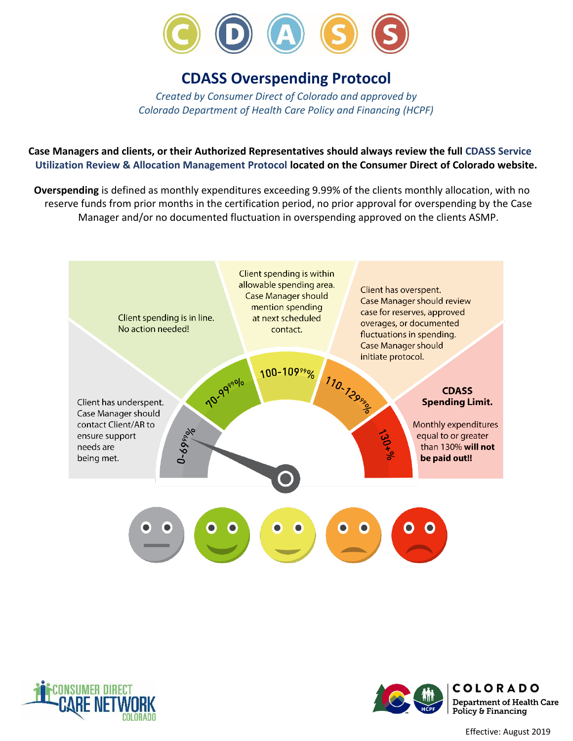# CDASS Overspending Protocol

*Created by Consumer Direct of Colorado and approved by Colorado Department of Health Care Policy and Financing (HCPF)*

**Case Managers and clients, or their Authorized Representatives should always review the full CDASS Service Utilization Review & Allocation Management Protocol located on the Consumer Direct of Colorado website.**

**Overspending** is defined as monthly expenditures exceeding 9.99% of the clients monthly allocation, with no reserve funds from prior months in the certification period, no prior approval for overspending by the Case Manager and/or no documented fluctuation in overspending approved on the clients ASMP.

**0-69.99%**: Client has underspent. Case Manager should contact Client/AR to ensure support needs are being met.

**70-99.99%**: Client spending is in line. No action needed!

**100-109.99%**: Client spending is within allowable spending area. Case Manager should mention spending at next scheduled contact.

**110-129.99%**: Client has overspent. Case Manager should review case for reserves, approved overages, or documented fluctuations in spending. Case Manager should initiate protocol.

**130+%**: **CDASS Spending Limit.** Monthly expenditures equal to or greater than 130% **will not be paid out!!**

Effective: August 2019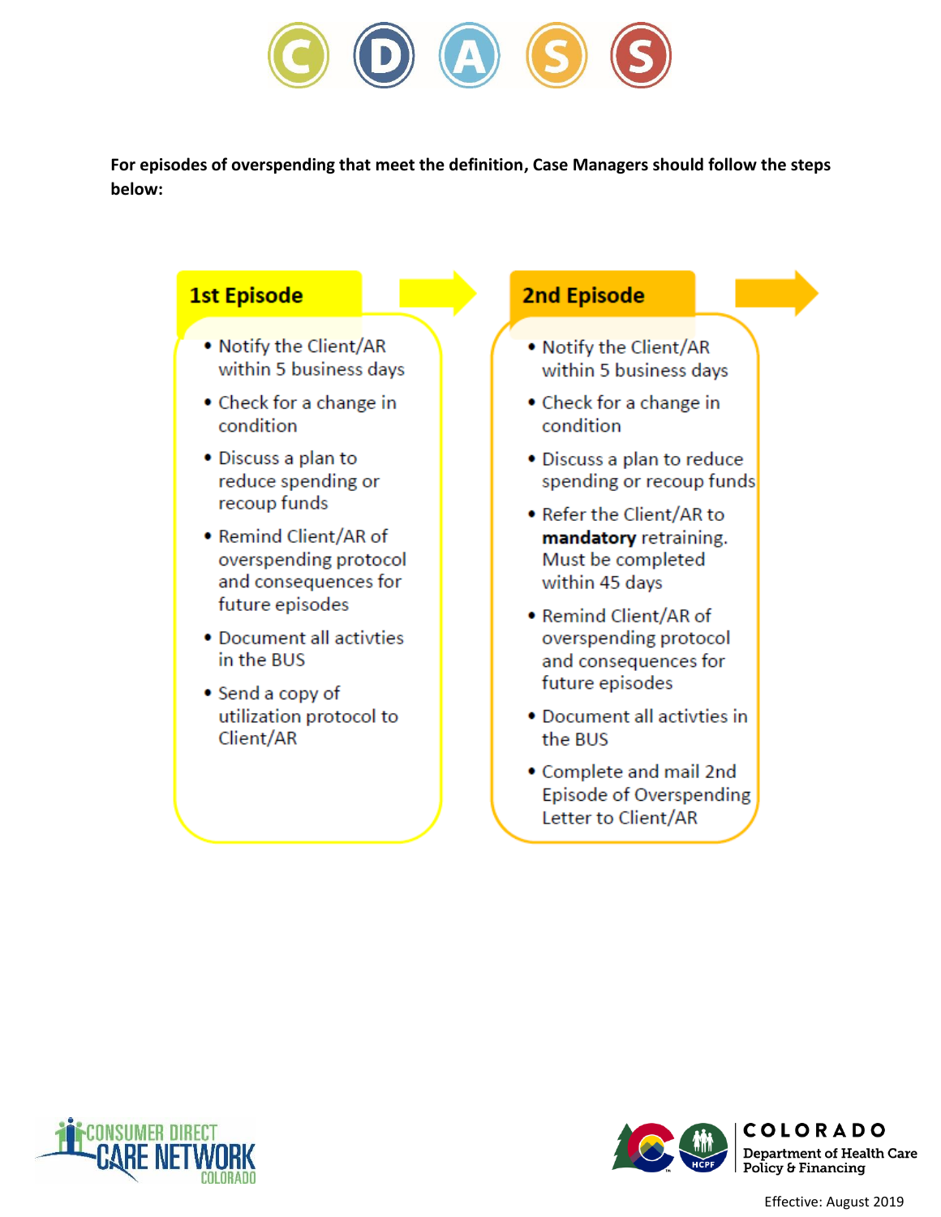For episodes of overspending that meet the definition, Case Managers should follow the steps below:

## 1st Episode

- Notify the Client/AR within 5 business days
- Check for a change in condition
- Discuss a plan to reduce spending or recoup funds
- Remind Client/AR of overspending protocol and consequences for future episodes
- Document all activties in the BUS
- Send a copy of utilization protocol to Client/AR

## 2nd Episode

- Notify the Client/AR within 5 business days
- Check for a change in condition
- Discuss a plan to reduce spending or recoup funds
- Refer the Client/AR to **mandatory** retraining. Must be completed within 45 days
- Remind Client/AR of overspending protocol and consequences for future episodes
- Document all activties in the BUS
- Complete and mail 2nd Episode of Overspending Letter to Client/AR

Effective: August 2019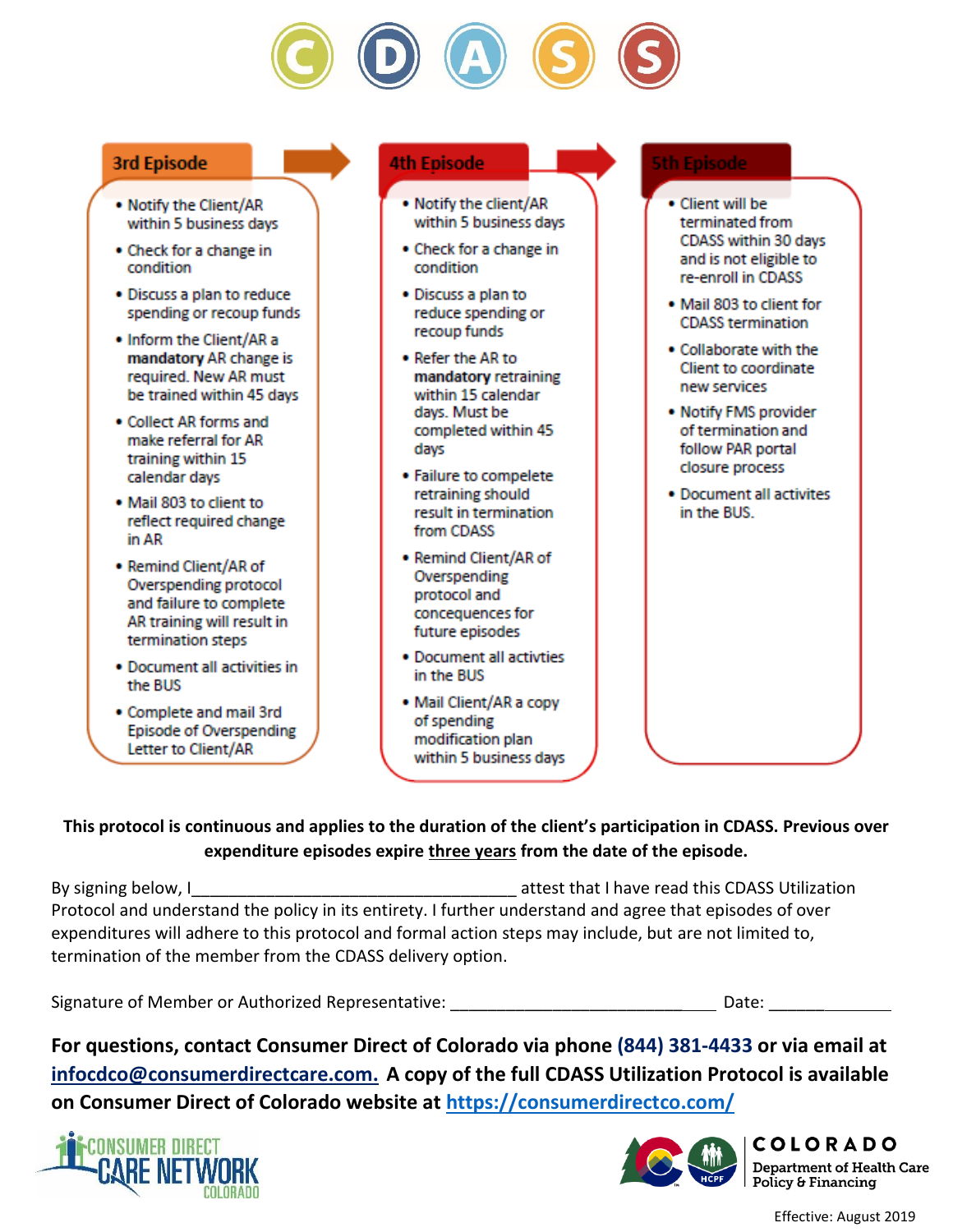C D A S S

## 3rd Episode

- Notify the Client/AR within 5 business days
- Check for a change in condition
- Discuss a plan to reduce spending or recoup funds
- Inform the Client/AR a **mandatory** AR change is required. New AR must be trained within 45 days
- Collect AR forms and make referral for AR training within 15 calendar days
- Mail 803 to client to reflect required change in AR
- Remind Client/AR of Overspending protocol and failure to complete AR training will result in termination steps
- Document all activities in the BUS
- Complete and mail 3rd Episode of Overspending Letter to Client/AR

## 4th Episode

- Notify the client/AR within 5 business days
- Check for a change in condition
- Discuss a plan to reduce spending or recoup funds
- Refer the AR to **mandatory** retraining within 15 calendar days. Must be completed within 45 days
- Failure to compelete retraining should result in termination from CDASS
- Remind Client/AR of Overspending protocol and concequences for future episodes
- Document all activties in the BUS
- Mail Client/AR a copy of spending modification plan within 5 business days

## 5th Episode

- Client will be terminated from CDASS within 30 days and is not eligible to re-enroll in CDASS
- Mail 803 to client for CDASS termination
- Collaborate with the Client to coordinate new services
- Notify FMS provider of termination and follow PAR portal closure process
- Document all activites in the BUS.

**This protocol is continuous and applies to the duration of the client's participation in CDASS. Previous over expenditure episodes expire three years from the date of the episode.**

By signing below, I\_\_\_\_\_\_\_\_\_\_\_\_\_\_\_\_\_\_\_\_\_\_\_\_\_\_\_\_\_\_\_\_\_\_\_ attest that I have read this CDASS Utilization Protocol and understand the policy in its entirety. I further understand and agree that episodes of over expenditures will adhere to this protocol and formal action steps may include, but are not limited to, termination of the member from the CDASS delivery option.

Signature of Member or Authorized Representative: \_\_\_\_\_\_\_\_\_\_\_\_\_\_\_\_\_\_\_\_\_\_\_\_\_\_\_\_ Date: \_\_\_\_\_\_\_\_\_\_\_\_\_\_

**For questions, contact Consumer Direct of Colorado via phone (844) 381-4433 or via email at infocdco@consumerdirectcare.com. A copy of the full CDASS Utilization Protocol is available on Consumer Direct of Colorado website at https://consumerdirectco.com/**

CONSUMER DIRECT CARE NETWORK COLORADO

COLORADO Department of Health Care Policy & Financing

Effective: August 2019